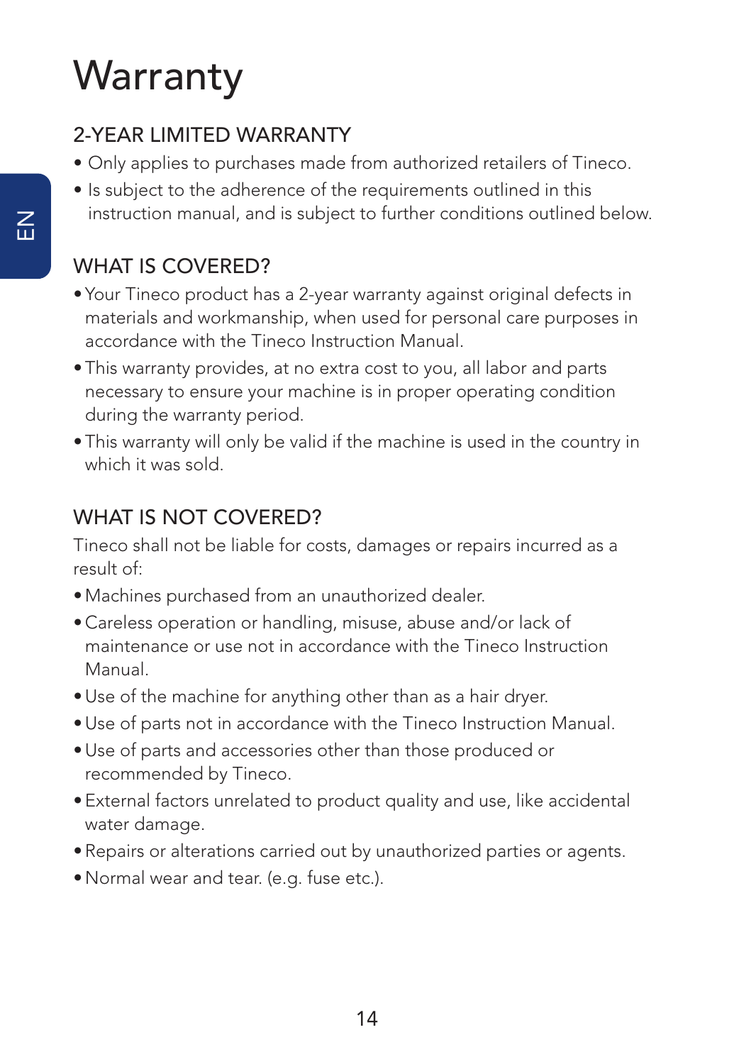# Warranty

## 2-YEAR LIMITED WARRANTY

- Only applies to purchases made from authorized retailers of Tineco.
- Is subject to the adherence of the requirements outlined in this instruction manual, and is subject to further conditions outlined below.

## WHAT IS COVERED?

- Your Tineco product has a 2-year warranty against original defects in materials and workmanship, when used for personal care purposes in accordance with the Tineco Instruction Manual.
- This warranty provides, at no extra cost to you, all labor and parts necessary to ensure your machine is in proper operating condition during the warranty period.
- This warranty will only be valid if the machine is used in the country in which it was sold.

## WHAT IS NOT COVERED?

Tineco shall not be liable for costs, damages or repairs incurred as a result of:

- Machines purchased from an unauthorized dealer.
- Careless operation or handling, misuse, abuse and/or lack of maintenance or use not in accordance with the Tineco Instruction Manual.
- Use of the machine for anything other than as a hair dryer.
- Use of parts not in accordance with the Tineco Instruction Manual.
- Use of parts and accessories other than those produced or recommended by Tineco.
- External factors unrelated to product quality and use, like accidental water damage.
- Repairs or alterations carried out by unauthorized parties or agents.
- Normal wear and tear. (e.g. fuse etc.).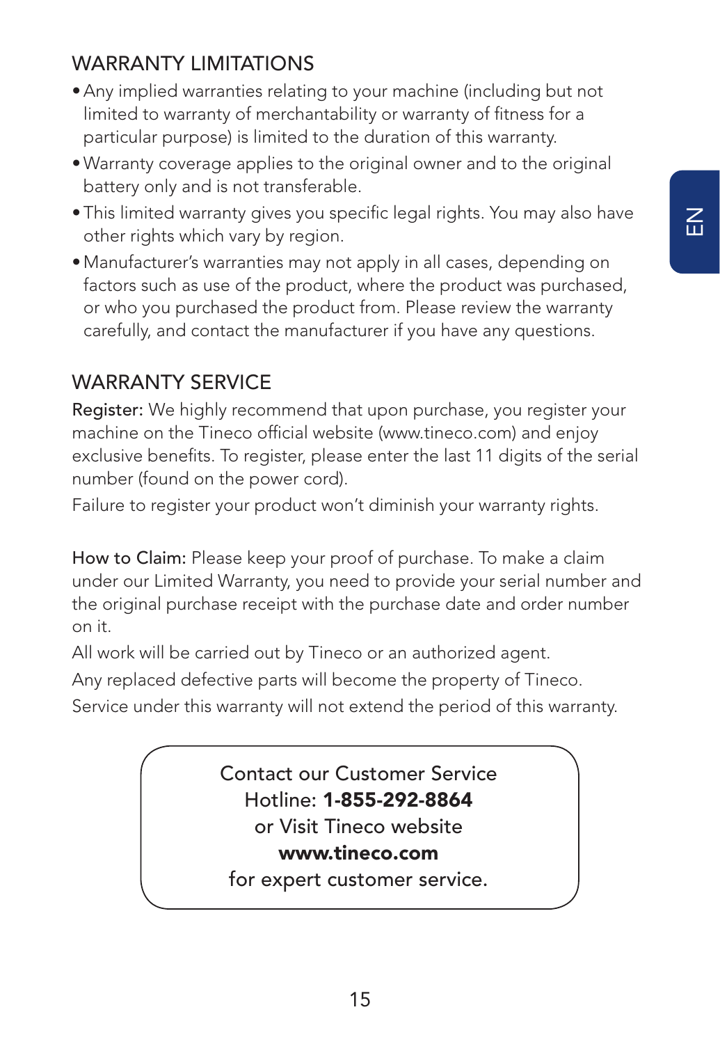## WARRANTY LIMITATIONS

- Any implied warranties relating to your machine (including but not limited to warranty of merchantability or warranty of fitness for a particular purpose) is limited to the duration of this warranty.
- Warranty coverage applies to the original owner and to the original battery only and is not transferable.
- This limited warranty gives you specific legal rights. You may also have other rights which vary by region.
- Manufacturer's warranties may not apply in all cases, depending on factors such as use of the product, where the product was purchased, or who you purchased the product from. Please review the warranty carefully, and contact the manufacturer if you have any questions.

## WARRANTY SERVICE

Register: We highly recommend that upon purchase, you register your machine on the Tineco official website (www.tineco.com) and enjoy exclusive benefits. To register, please enter the last 11 digits of the serial number (found on the power cord).

Failure to register your product won't diminish your warranty rights.

How to Claim: Please keep your proof of purchase. To make a claim under our Limited Warranty, you need to provide your serial number and the original purchase receipt with the purchase date and order number on it.

All work will be carried out by Tineco or an authorized agent.

Any replaced defective parts will become the property of Tineco.

Service under this warranty will not extend the period of this warranty.

Contact our Customer Service
Hotline: **1-855-292-8864**
or Visit Tineco website
**www.tineco.com**
for expert customer service.